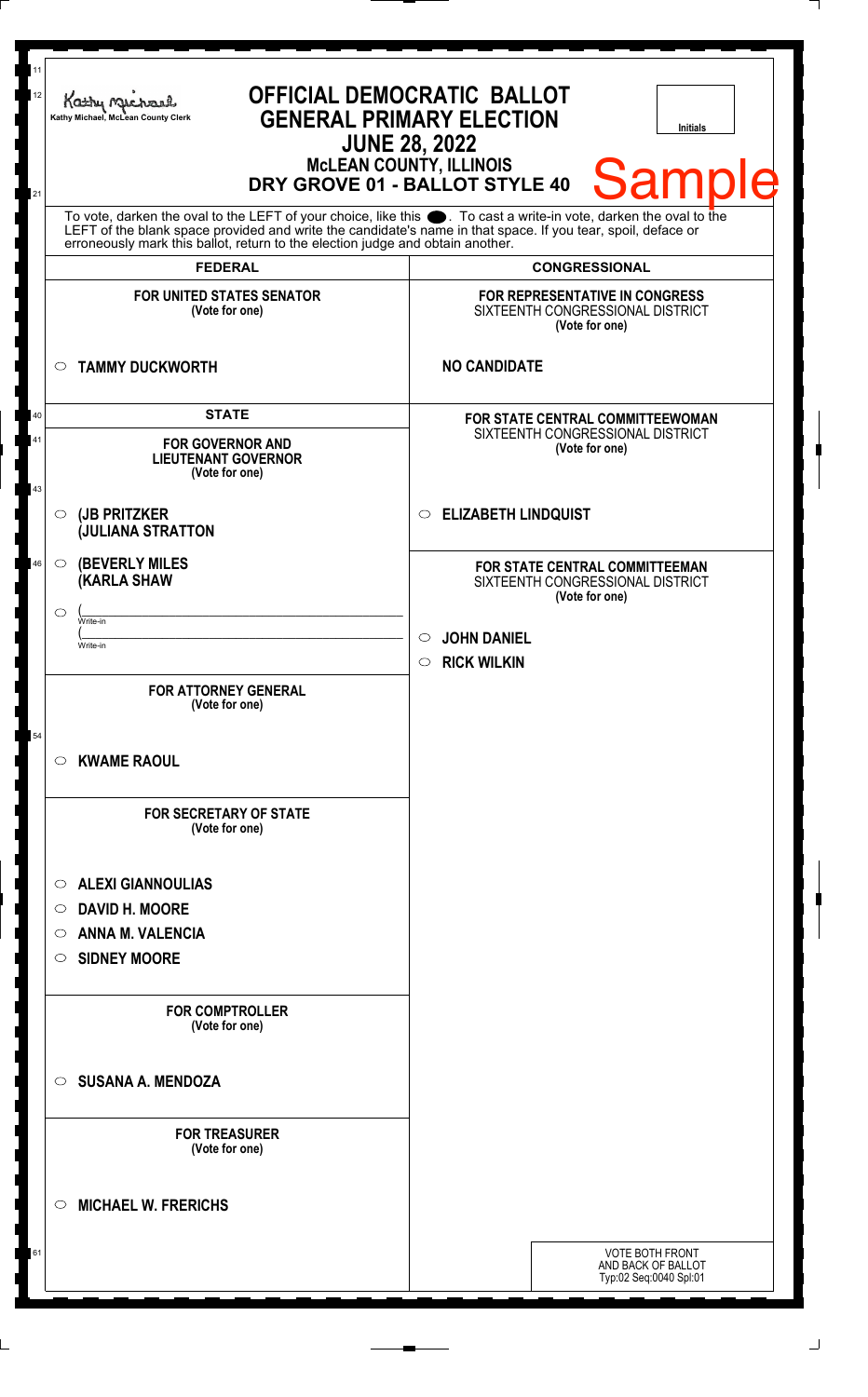Kathy Michael, McLean County Clerk

# OFFICIAL DEMOCRATIC BALLOT
## GENERAL PRIMARY ELECTION
## JUNE 28, 2022
### McLEAN COUNTY, ILLINOIS
### DRY GROVE 01 - BALLOT STYLE 40

Initials

**Sample**

To vote, darken the oval to the LEFT of your choice, like this ●. To cast a write-in vote, darken the oval to the LEFT of the blank space provided and write the candidate's name in that space. If you tear, spoil, deface or erroneously mark this ballot, return to the election judge and obtain another.

## FEDERAL

**FOR UNITED STATES SENATOR**
(Vote for one)

- ○ **TAMMY DUCKWORTH**

## STATE

**FOR GOVERNOR AND LIEUTENANT GOVERNOR**
(Vote for one)

- ○ **(JB PRITZKER (JULIANA STRATTON**
- ○ **(BEVERLY MILES (KARLA SHAW**
- ○ (______________ Write-in (______________ Write-in

**FOR ATTORNEY GENERAL**
(Vote for one)

- ○ **KWAME RAOUL**

**FOR SECRETARY OF STATE**
(Vote for one)

- ○ **ALEXI GIANNOULIAS**
- ○ **DAVID H. MOORE**
- ○ **ANNA M. VALENCIA**
- ○ **SIDNEY MOORE**

**FOR COMPTROLLER**
(Vote for one)

- ○ **SUSANA A. MENDOZA**

**FOR TREASURER**
(Vote for one)

- ○ **MICHAEL W. FRERICHS**

## CONGRESSIONAL

**FOR REPRESENTATIVE IN CONGRESS**
SIXTEENTH CONGRESSIONAL DISTRICT
(Vote for one)

**NO CANDIDATE**

**FOR STATE CENTRAL COMMITTEEWOMAN**
SIXTEENTH CONGRESSIONAL DISTRICT
(Vote for one)

- ○ **ELIZABETH LINDQUIST**

**FOR STATE CENTRAL COMMITTEEMAN**
SIXTEENTH CONGRESSIONAL DISTRICT
(Vote for one)

- ○ **JOHN DANIEL**
- ○ **RICK WILKIN**

VOTE BOTH FRONT AND BACK OF BALLOT
Typ:02 Seq:0040 Spl:01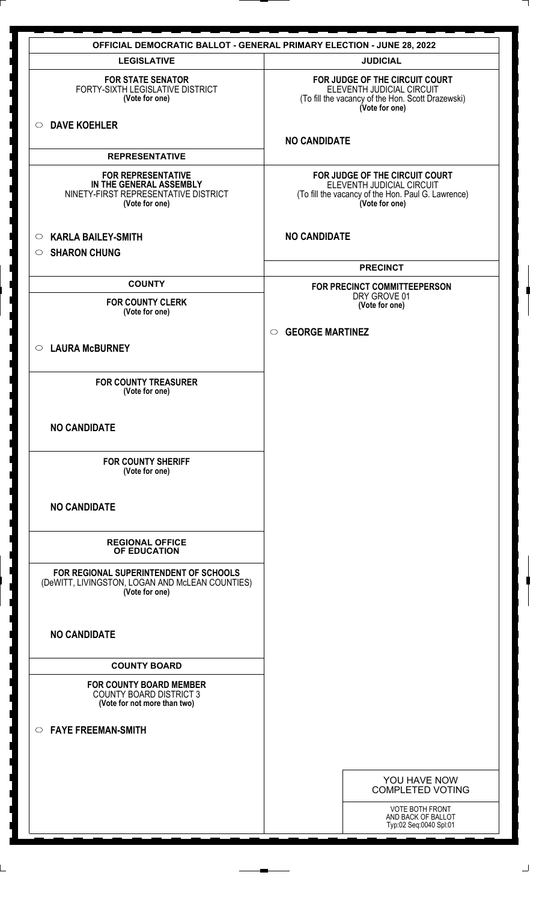# OFFICIAL DEMOCRATIC BALLOT - GENERAL PRIMARY ELECTION - JUNE 28, 2022

## LEGISLATIVE

### FOR STATE SENATOR
FORTY-SIXTH LEGISLATIVE DISTRICT
**(Vote for one)**

- ○ **DAVE KOEHLER**

## REPRESENTATIVE

### FOR REPRESENTATIVE IN THE GENERAL ASSEMBLY
NINETY-FIRST REPRESENTATIVE DISTRICT
**(Vote for one)**

- ○ **KARLA BAILEY-SMITH**
- ○ **SHARON CHUNG**

## COUNTY

### FOR COUNTY CLERK
**(Vote for one)**

- ○ **LAURA McBURNEY**

### FOR COUNTY TREASURER
**(Vote for one)**

**NO CANDIDATE**

### FOR COUNTY SHERIFF
**(Vote for one)**

**NO CANDIDATE**

## REGIONAL OFFICE OF EDUCATION

### FOR REGIONAL SUPERINTENDENT OF SCHOOLS
(DeWITT, LIVINGSTON, LOGAN AND McLEAN COUNTIES)
**(Vote for one)**

**NO CANDIDATE**

## COUNTY BOARD

### FOR COUNTY BOARD MEMBER
COUNTY BOARD DISTRICT 3
**(Vote for not more than two)**

- ○ **FAYE FREEMAN-SMITH**

## JUDICIAL

### FOR JUDGE OF THE CIRCUIT COURT
ELEVENTH JUDICIAL CIRCUIT
(To fill the vacancy of the Hon. Scott Drazewski)
**(Vote for one)**

**NO CANDIDATE**

### FOR JUDGE OF THE CIRCUIT COURT
ELEVENTH JUDICIAL CIRCUIT
(To fill the vacancy of the Hon. Paul G. Lawrence)
**(Vote for one)**

**NO CANDIDATE**

## PRECINCT

### FOR PRECINCT COMMITTEEPERSON
DRY GROVE 01
**(Vote for one)**

- ○ **GEORGE MARTINEZ**

YOU HAVE NOW COMPLETED VOTING

VOTE BOTH FRONT AND BACK OF BALLOT

Typ:02 Seq:0040 Spl:01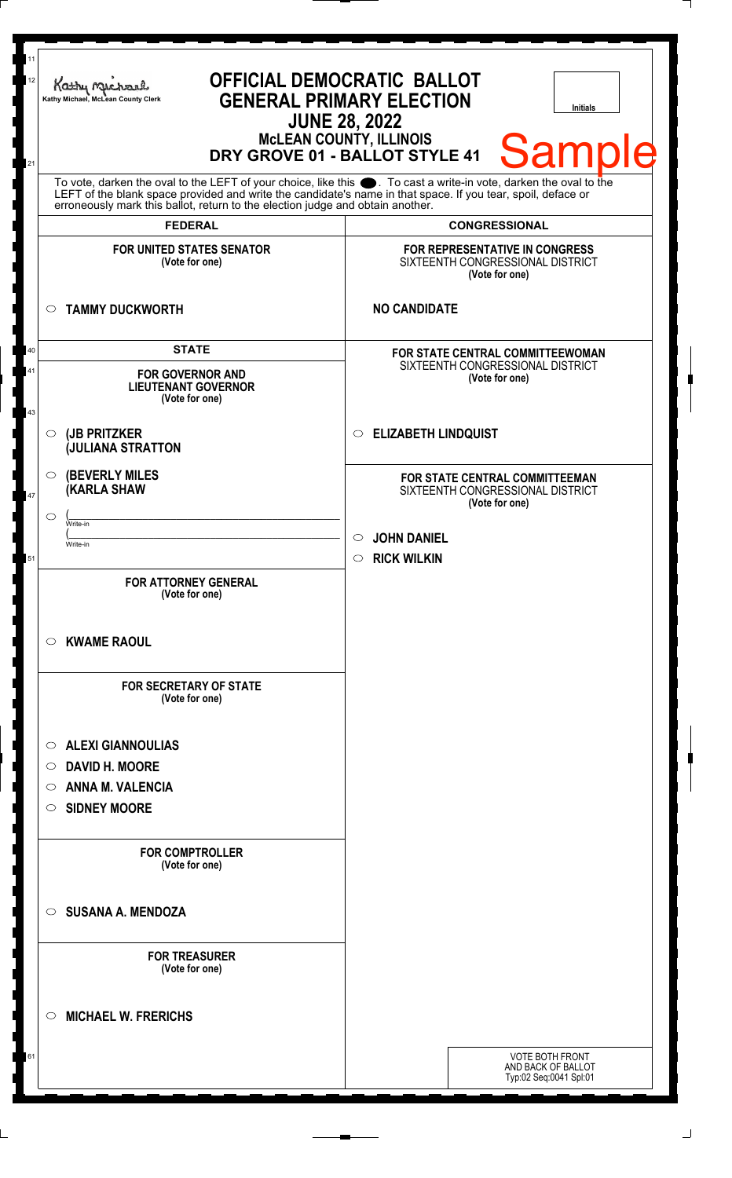Kathy Michael, McLean County Clerk

# OFFICIAL DEMOCRATIC BALLOT
## GENERAL PRIMARY ELECTION
### JUNE 28, 2022
### McLEAN COUNTY, ILLINOIS
### DRY GROVE 01 - BALLOT STYLE 41

Initials

Sample

To vote, darken the oval to the LEFT of your choice, like this ●. To cast a write-in vote, darken the oval to the LEFT of the blank space provided and write the candidate's name in that space. If you tear, spoil, deface or erroneously mark this ballot, return to the election judge and obtain another.

## FEDERAL

**FOR UNITED STATES SENATOR**
**(Vote for one)**

○ **TAMMY DUCKWORTH**

## STATE

**FOR GOVERNOR AND LIEUTENANT GOVERNOR**
**(Vote for one)**

○ **(JB PRITZKER**
**(JULIANA STRATTON**

○ **(BEVERLY MILES**
**(KARLA SHAW**

○ (\_\_\_\_\_\_\_\_\_\_\_\_\_\_\_\_\_\_\_\_
Write-in
(\_\_\_\_\_\_\_\_\_\_\_\_\_\_\_\_\_\_\_\_
Write-in

**FOR ATTORNEY GENERAL**
**(Vote for one)**

○ **KWAME RAOUL**

**FOR SECRETARY OF STATE**
**(Vote for one)**

○ **ALEXI GIANNOULIAS**
○ **DAVID H. MOORE**
○ **ANNA M. VALENCIA**
○ **SIDNEY MOORE**

**FOR COMPTROLLER**
**(Vote for one)**

○ **SUSANA A. MENDOZA**

**FOR TREASURER**
**(Vote for one)**

○ **MICHAEL W. FRERICHS**

## CONGRESSIONAL

**FOR REPRESENTATIVE IN CONGRESS**
SIXTEENTH CONGRESSIONAL DISTRICT
**(Vote for one)**

**NO CANDIDATE**

**FOR STATE CENTRAL COMMITTEEWOMAN**
SIXTEENTH CONGRESSIONAL DISTRICT
**(Vote for one)**

○ **ELIZABETH LINDQUIST**

**FOR STATE CENTRAL COMMITTEEMAN**
SIXTEENTH CONGRESSIONAL DISTRICT
**(Vote for one)**

○ **JOHN DANIEL**
○ **RICK WILKIN**

VOTE BOTH FRONT AND BACK OF BALLOT
Typ:02 Seq:0041 Spl:01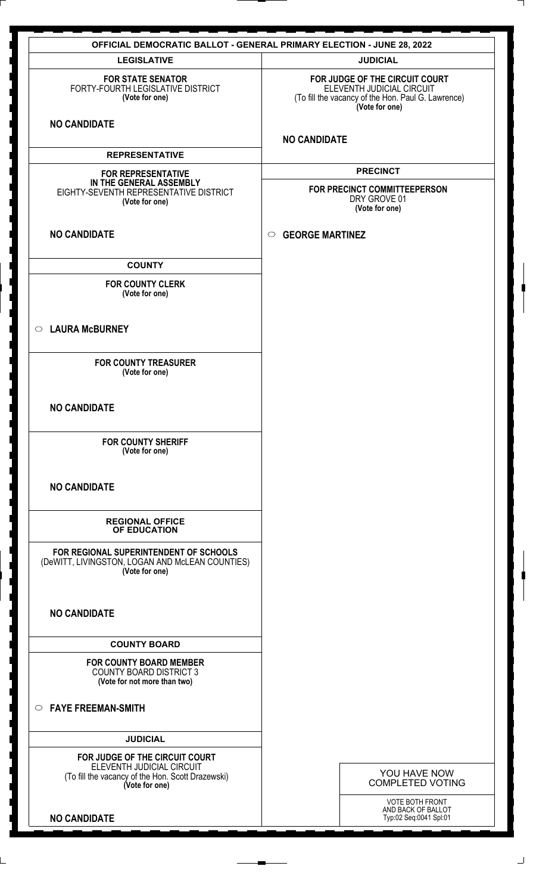## OFFICIAL DEMOCRATIC BALLOT - GENERAL PRIMARY ELECTION - JUNE 28, 2022

### LEGISLATIVE

**FOR STATE SENATOR**
FORTY-FOURTH LEGISLATIVE DISTRICT
**(Vote for one)**

**NO CANDIDATE**

### REPRESENTATIVE

**FOR REPRESENTATIVE IN THE GENERAL ASSEMBLY**
EIGHTY-SEVENTH REPRESENTATIVE DISTRICT
**(Vote for one)**

**NO CANDIDATE**

### COUNTY

**FOR COUNTY CLERK**
**(Vote for one)**

○ **LAURA McBURNEY**

**FOR COUNTY TREASURER**
**(Vote for one)**

**NO CANDIDATE**

**FOR COUNTY SHERIFF**
**(Vote for one)**

**NO CANDIDATE**

### REGIONAL OFFICE OF EDUCATION

**FOR REGIONAL SUPERINTENDENT OF SCHOOLS**
(DeWITT, LIVINGSTON, LOGAN AND McLEAN COUNTIES)
**(Vote for one)**

**NO CANDIDATE**

### COUNTY BOARD

**FOR COUNTY BOARD MEMBER**
COUNTY BOARD DISTRICT 3
**(Vote for not more than two)**

○ **FAYE FREEMAN-SMITH**

### JUDICIAL

**FOR JUDGE OF THE CIRCUIT COURT**
ELEVENTH JUDICIAL CIRCUIT
(To fill the vacancy of the Hon. Scott Drazewski)
**(Vote for one)**

**NO CANDIDATE**

### JUDICIAL

**FOR JUDGE OF THE CIRCUIT COURT**
ELEVENTH JUDICIAL CIRCUIT
(To fill the vacancy of the Hon. Paul G. Lawrence)
**(Vote for one)**

**NO CANDIDATE**

### PRECINCT

**FOR PRECINCT COMMITTEEPERSON**
DRY GROVE 01
**(Vote for one)**

○ **GEORGE MARTINEZ**

YOU HAVE NOW COMPLETED VOTING

VOTE BOTH FRONT AND BACK OF BALLOT
Typ:02 Seq:0041 Spl:01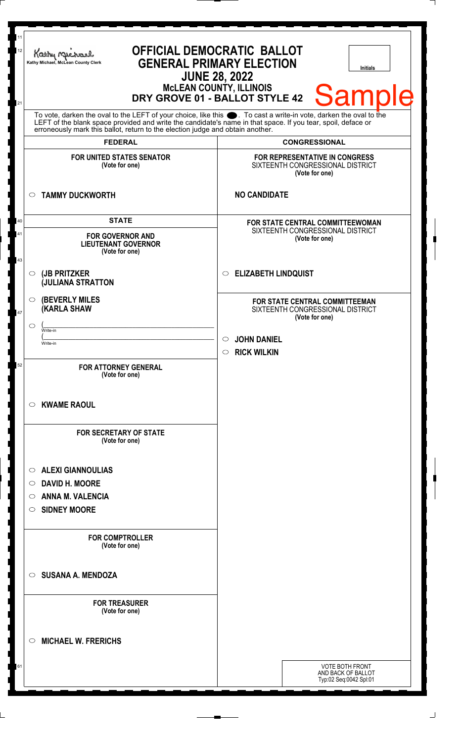Kathy Michael, McLean County Clerk

# OFFICIAL DEMOCRATIC BALLOT
## GENERAL PRIMARY ELECTION
## JUNE 28, 2022
### McLEAN COUNTY, ILLINOIS
### DRY GROVE 01 - BALLOT STYLE 42

Initials

**Sample**

To vote, darken the oval to the LEFT of your choice, like this ⬤. To cast a write-in vote, darken the oval to the LEFT of the blank space provided and write the candidate's name in that space. If you tear, spoil, deface or erroneously mark this ballot, return to the election judge and obtain another.

## FEDERAL

**FOR UNITED STATES SENATOR**
(Vote for one)

○ **TAMMY DUCKWORTH**

## STATE

**FOR GOVERNOR AND LIEUTENANT GOVERNOR**
(Vote for one)

○ **(JB PRITZKER**
**(JULIANA STRATTON**

○ **(BEVERLY MILES**
**(KARLA SHAW**

○ (____________________ Write-in
(____________________ Write-in

**FOR ATTORNEY GENERAL**
(Vote for one)

○ **KWAME RAOUL**

**FOR SECRETARY OF STATE**
(Vote for one)

○ **ALEXI GIANNOULIAS**
○ **DAVID H. MOORE**
○ **ANNA M. VALENCIA**
○ **SIDNEY MOORE**

**FOR COMPTROLLER**
(Vote for one)

○ **SUSANA A. MENDOZA**

**FOR TREASURER**
(Vote for one)

○ **MICHAEL W. FRERICHS**

## CONGRESSIONAL

**FOR REPRESENTATIVE IN CONGRESS**
SIXTEENTH CONGRESSIONAL DISTRICT
(Vote for one)

**NO CANDIDATE**

**FOR STATE CENTRAL COMMITTEEWOMAN**
SIXTEENTH CONGRESSIONAL DISTRICT
(Vote for one)

○ **ELIZABETH LINDQUIST**

**FOR STATE CENTRAL COMMITTEEMAN**
SIXTEENTH CONGRESSIONAL DISTRICT
(Vote for one)

○ **JOHN DANIEL**
○ **RICK WILKIN**

VOTE BOTH FRONT AND BACK OF BALLOT
Typ:02 Seq:0042 Spl:01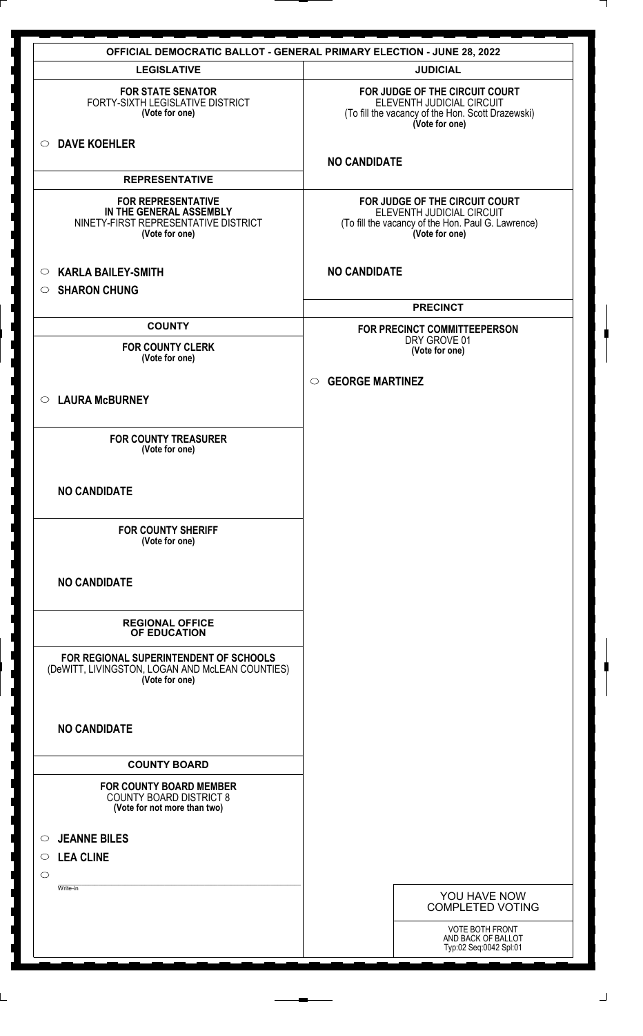# OFFICIAL DEMOCRATIC BALLOT - GENERAL PRIMARY ELECTION - JUNE 28, 2022

## LEGISLATIVE

**FOR STATE SENATOR**
FORTY-SIXTH LEGISLATIVE DISTRICT
**(Vote for one)**

- ○ **DAVE KOEHLER**

## REPRESENTATIVE

**FOR REPRESENTATIVE IN THE GENERAL ASSEMBLY**
NINETY-FIRST REPRESENTATIVE DISTRICT
**(Vote for one)**

- ○ **KARLA BAILEY-SMITH**
- ○ **SHARON CHUNG**

## COUNTY

**FOR COUNTY CLERK**
**(Vote for one)**

- ○ **LAURA McBURNEY**

**FOR COUNTY TREASURER**
**(Vote for one)**

**NO CANDIDATE**

**FOR COUNTY SHERIFF**
**(Vote for one)**

**NO CANDIDATE**

## REGIONAL OFFICE OF EDUCATION

**FOR REGIONAL SUPERINTENDENT OF SCHOOLS**
(DeWITT, LIVINGSTON, LOGAN AND McLEAN COUNTIES)
**(Vote for one)**

**NO CANDIDATE**

## COUNTY BOARD

**FOR COUNTY BOARD MEMBER**
COUNTY BOARD DISTRICT 8
**(Vote for not more than two)**

- ○ **JEANNE BILES**
- ○ **LEA CLINE**
- ○ ____________ Write-in

## JUDICIAL

**FOR JUDGE OF THE CIRCUIT COURT**
ELEVENTH JUDICIAL CIRCUIT
(To fill the vacancy of the Hon. Scott Drazewski)
**(Vote for one)**

**NO CANDIDATE**

**FOR JUDGE OF THE CIRCUIT COURT**
ELEVENTH JUDICIAL CIRCUIT
(To fill the vacancy of the Hon. Paul G. Lawrence)
**(Vote for one)**

**NO CANDIDATE**

## PRECINCT

**FOR PRECINCT COMMITTEEPERSON**
DRY GROVE 01
**(Vote for one)**

- ○ **GEORGE MARTINEZ**

YOU HAVE NOW COMPLETED VOTING

VOTE BOTH FRONT AND BACK OF BALLOT
Typ:02 Seq:0042 Spl:01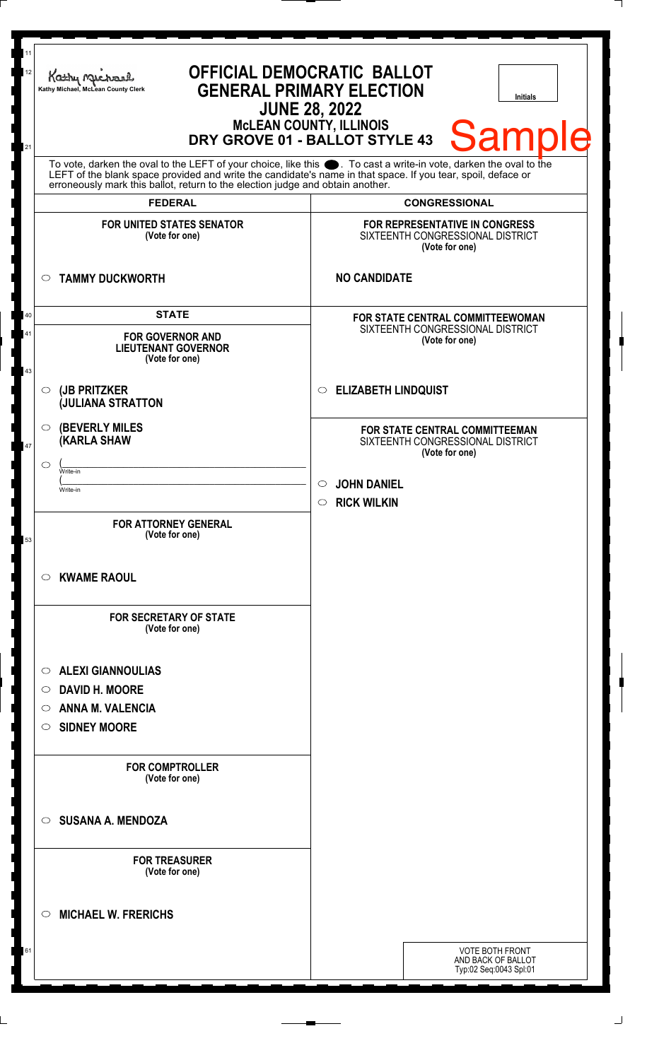Kathy Michael, McLean County Clerk

# OFFICIAL DEMOCRATIC BALLOT
## GENERAL PRIMARY ELECTION
## JUNE 28, 2022
### McLEAN COUNTY, ILLINOIS
### DRY GROVE 01 - BALLOT STYLE 43

Initials

**Sample**

To vote, darken the oval to the LEFT of your choice, like this ●. To cast a write-in vote, darken the oval to the LEFT of the blank space provided and write the candidate's name in that space. If you tear, spoil, deface or erroneously mark this ballot, return to the election judge and obtain another.

## FEDERAL

**FOR UNITED STATES SENATOR**
**(Vote for one)**

○ **TAMMY DUCKWORTH**

## STATE

**FOR GOVERNOR AND LIEUTENANT GOVERNOR**
**(Vote for one)**

○ **(JB PRITZKER**
**(JULIANA STRATTON**

○ **(BEVERLY MILES**
**(KARLA SHAW**

○ (\_\_\_\_\_\_\_\_\_\_\_\_\_\_\_\_ Write-in
(\_\_\_\_\_\_\_\_\_\_\_\_\_\_\_\_ Write-in

**FOR ATTORNEY GENERAL**
**(Vote for one)**

○ **KWAME RAOUL**

**FOR SECRETARY OF STATE**
**(Vote for one)**

○ **ALEXI GIANNOULIAS**
○ **DAVID H. MOORE**
○ **ANNA M. VALENCIA**
○ **SIDNEY MOORE**

**FOR COMPTROLLER**
**(Vote for one)**

○ **SUSANA A. MENDOZA**

**FOR TREASURER**
**(Vote for one)**

○ **MICHAEL W. FRERICHS**

## CONGRESSIONAL

**FOR REPRESENTATIVE IN CONGRESS**
SIXTEENTH CONGRESSIONAL DISTRICT
**(Vote for one)**

**NO CANDIDATE**

**FOR STATE CENTRAL COMMITTEEWOMAN**
SIXTEENTH CONGRESSIONAL DISTRICT
**(Vote for one)**

○ **ELIZABETH LINDQUIST**

**FOR STATE CENTRAL COMMITTEEMAN**
SIXTEENTH CONGRESSIONAL DISTRICT
**(Vote for one)**

○ **JOHN DANIEL**
○ **RICK WILKIN**

VOTE BOTH FRONT AND BACK OF BALLOT
Typ:02 Seq:0043 Spl:01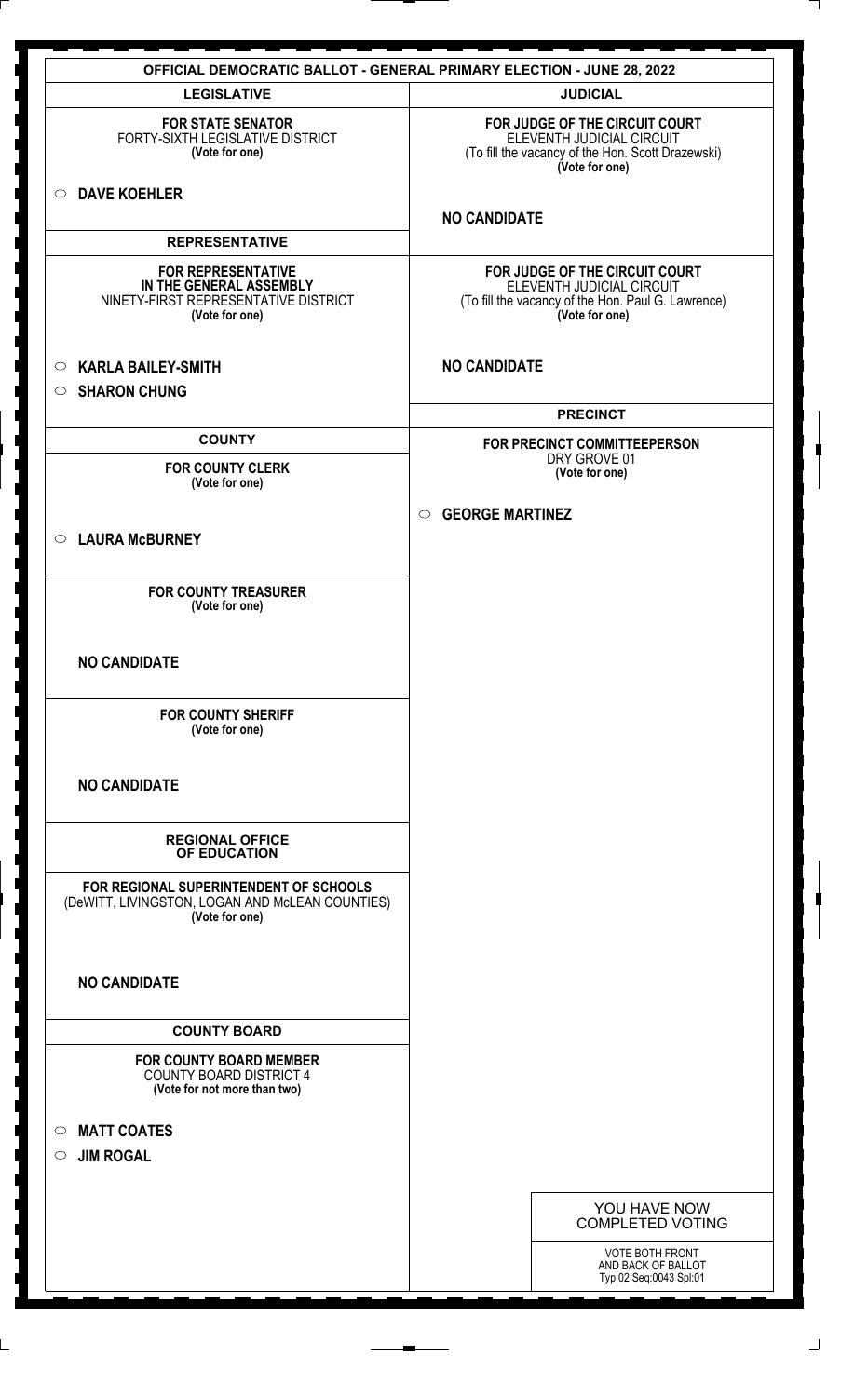## OFFICIAL DEMOCRATIC BALLOT - GENERAL PRIMARY ELECTION - JUNE 28, 2022

### LEGISLATIVE

**FOR STATE SENATOR**
FORTY-SIXTH LEGISLATIVE DISTRICT
**(Vote for one)**

○ **DAVE KOEHLER**

### REPRESENTATIVE

**FOR REPRESENTATIVE IN THE GENERAL ASSEMBLY**
NINETY-FIRST REPRESENTATIVE DISTRICT
**(Vote for one)**

○ **KARLA BAILEY-SMITH**
○ **SHARON CHUNG**

### COUNTY

**FOR COUNTY CLERK**
**(Vote for one)**

○ **LAURA McBURNEY**

**FOR COUNTY TREASURER**
**(Vote for one)**

**NO CANDIDATE**

**FOR COUNTY SHERIFF**
**(Vote for one)**

**NO CANDIDATE**

### REGIONAL OFFICE OF EDUCATION

**FOR REGIONAL SUPERINTENDENT OF SCHOOLS**
(DeWITT, LIVINGSTON, LOGAN AND McLEAN COUNTIES)
**(Vote for one)**

**NO CANDIDATE**

### COUNTY BOARD

**FOR COUNTY BOARD MEMBER**
COUNTY BOARD DISTRICT 4
**(Vote for not more than two)**

○ **MATT COATES**
○ **JIM ROGAL**

### JUDICIAL

**FOR JUDGE OF THE CIRCUIT COURT**
ELEVENTH JUDICIAL CIRCUIT
(To fill the vacancy of the Hon. Scott Drazewski)
**(Vote for one)**

**NO CANDIDATE**

**FOR JUDGE OF THE CIRCUIT COURT**
ELEVENTH JUDICIAL CIRCUIT
(To fill the vacancy of the Hon. Paul G. Lawrence)
**(Vote for one)**

**NO CANDIDATE**

### PRECINCT

**FOR PRECINCT COMMITTEEPERSON**
DRY GROVE 01
**(Vote for one)**

○ **GEORGE MARTINEZ**

YOU HAVE NOW COMPLETED VOTING

VOTE BOTH FRONT AND BACK OF BALLOT
Typ:02 Seq:0043 Spl:01